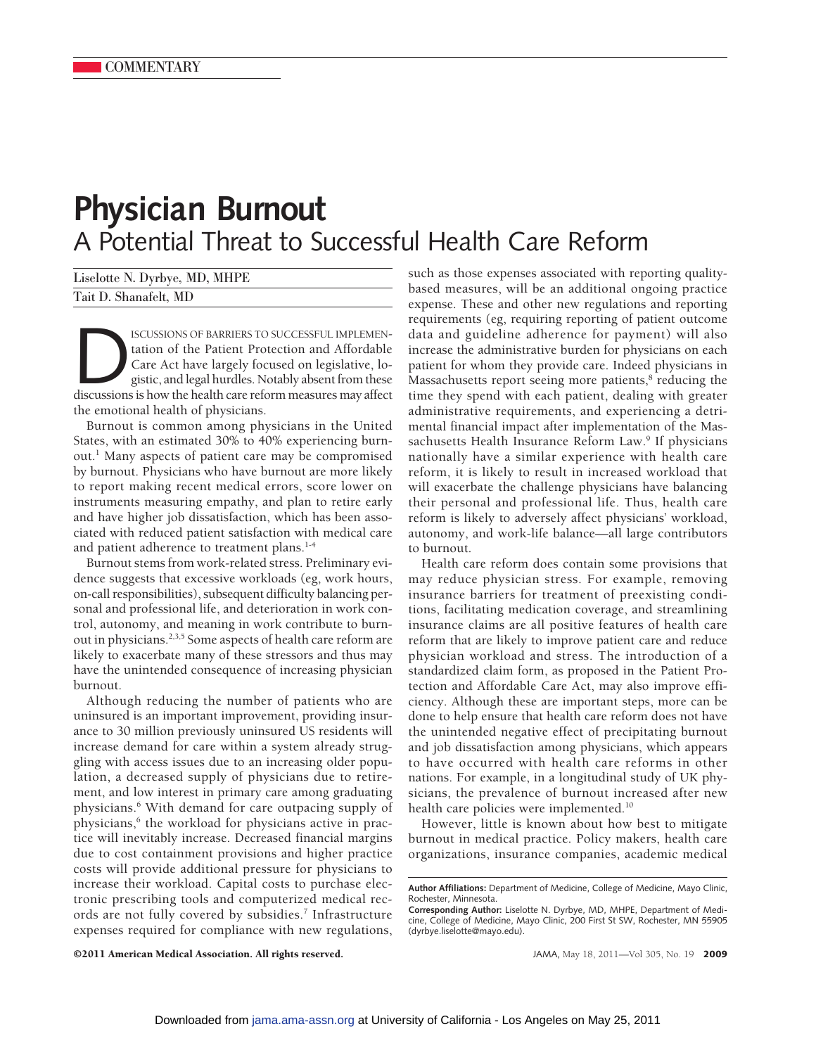COMMENTARY

# Physician Burnout

## A Potential Threat to Successful Health Care Reform

Liselotte N. Dyrbye, MD, MHPE

Tait D. Shanafelt, MD

DISCUSSIONS OF BARRIERS TO SUCCESSFUL IMPLEMENTATION of the Patient Protection and Affordable Care Act have largely focused on legislative, logistic, and legal hurdles. Notably absent from these discussions is how the health care reform measures may affect the emotional health of physicians.

Burnout is common among physicians in the United States, with an estimated 30% to 40% experiencing burnout.[1] Many aspects of patient care may be compromised by burnout. Physicians who have burnout are more likely to report making recent medical errors, score lower on instruments measuring empathy, and plan to retire early and have higher job dissatisfaction, which has been associated with reduced patient satisfaction with medical care and patient adherence to treatment plans.[1-4]

Burnout stems from work-related stress. Preliminary evidence suggests that excessive workloads (eg, work hours, on-call responsibilities), subsequent difficulty balancing personal and professional life, and deterioration in work control, autonomy, and meaning in work contribute to burnout in physicians.[2,3,5] Some aspects of health care reform are likely to exacerbate many of these stressors and thus may have the unintended consequence of increasing physician burnout.

Although reducing the number of patients who are uninsured is an important improvement, providing insurance to 30 million previously uninsured US residents will increase demand for care within a system already struggling with access issues due to an increasing older population, a decreased supply of physicians due to retirement, and low interest in primary care among graduating physicians.[6] With demand for care outpacing supply of physicians,[6] the workload for physicians active in practice will inevitably increase. Decreased financial margins due to cost containment provisions and higher practice costs will provide additional pressure for physicians to increase their workload. Capital costs to purchase electronic prescribing tools and computerized medical records are not fully covered by subsidies.[7] Infrastructure expenses required for compliance with new regulations, such as those expenses associated with reporting quality-based measures, will be an additional ongoing practice expense. These and other new regulations and reporting requirements (eg, requiring reporting of patient outcome data and guideline adherence for payment) will also increase the administrative burden for physicians on each patient for whom they provide care. Indeed physicians in Massachusetts report seeing more patients,[8] reducing the time they spend with each patient, dealing with greater administrative requirements, and experiencing a detrimental financial impact after implementation of the Massachusetts Health Insurance Reform Law.[9] If physicians nationally have a similar experience with health care reform, it is likely to result in increased workload that will exacerbate the challenge physicians have balancing their personal and professional life. Thus, health care reform is likely to adversely affect physicians' workload, autonomy, and work-life balance—all large contributors to burnout.

Health care reform does contain some provisions that may reduce physician stress. For example, removing insurance barriers for treatment of preexisting conditions, facilitating medication coverage, and streamlining insurance claims are all positive features of health care reform that are likely to improve patient care and reduce physician workload and stress. The introduction of a standardized claim form, as proposed in the Patient Protection and Affordable Care Act, may also improve efficiency. Although these are important steps, more can be done to help ensure that health care reform does not have the unintended negative effect of precipitating burnout and job dissatisfaction among physicians, which appears to have occurred with health care reforms in other nations. For example, in a longitudinal study of UK physicians, the prevalence of burnout increased after new health care policies were implemented.[10]

However, little is known about how best to mitigate burnout in medical practice. Policy makers, health care organizations, insurance companies, academic medical

**Author Affiliations:** Department of Medicine, College of Medicine, Mayo Clinic, Rochester, Minnesota.

**Corresponding Author:** Liselotte N. Dyrbye, MD, MHPE, Department of Medicine, College of Medicine, Mayo Clinic, 200 First St SW, Rochester, MN 55905 (dyrbye.liselotte@mayo.edu).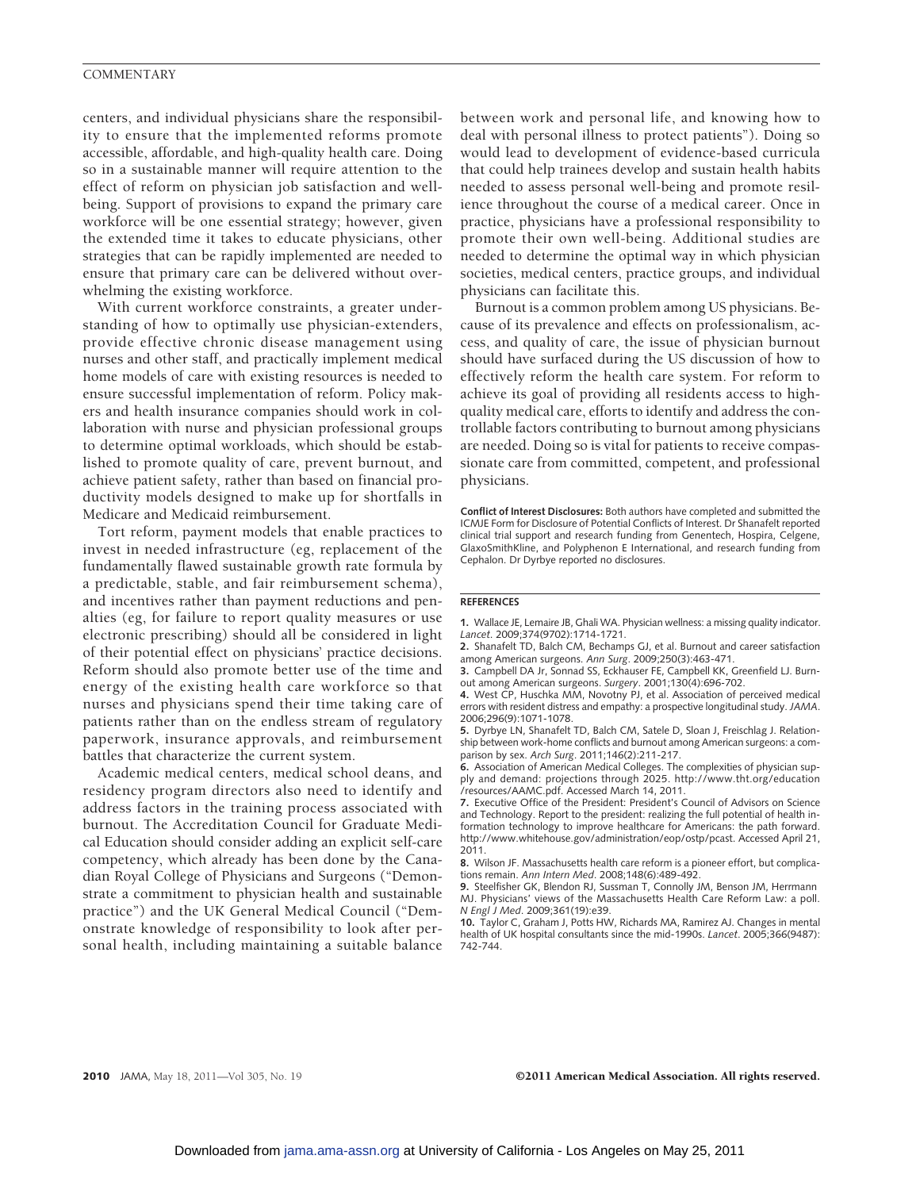centers, and individual physicians share the responsibility to ensure that the implemented reforms promote accessible, affordable, and high-quality health care. Doing so in a sustainable manner will require attention to the effect of reform on physician job satisfaction and well-being. Support of provisions to expand the primary care workforce will be one essential strategy; however, given the extended time it takes to educate physicians, other strategies that can be rapidly implemented are needed to ensure that primary care can be delivered without overwhelming the existing workforce.

With current workforce constraints, a greater understanding of how to optimally use physician-extenders, provide effective chronic disease management using nurses and other staff, and practically implement medical home models of care with existing resources is needed to ensure successful implementation of reform. Policy makers and health insurance companies should work in collaboration with nurse and physician professional groups to determine optimal workloads, which should be established to promote quality of care, prevent burnout, and achieve patient safety, rather than based on financial productivity models designed to make up for shortfalls in Medicare and Medicaid reimbursement.

Tort reform, payment models that enable practices to invest in needed infrastructure (eg, replacement of the fundamentally flawed sustainable growth rate formula by a predictable, stable, and fair reimbursement schema), and incentives rather than payment reductions and penalties (eg, for failure to report quality measures or use electronic prescribing) should all be considered in light of their potential effect on physicians' practice decisions. Reform should also promote better use of the time and energy of the existing health care workforce so that nurses and physicians spend their time taking care of patients rather than on the endless stream of regulatory paperwork, insurance approvals, and reimbursement battles that characterize the current system.

Academic medical centers, medical school deans, and residency program directors also need to identify and address factors in the training process associated with burnout. The Accreditation Council for Graduate Medical Education should consider adding an explicit self-care competency, which already has been done by the Canadian Royal College of Physicians and Surgeons ("Demonstrate a commitment to physician health and sustainable practice") and the UK General Medical Council ("Demonstrate knowledge of responsibility to look after personal health, including maintaining a suitable balance between work and personal life, and knowing how to deal with personal illness to protect patients"). Doing so would lead to development of evidence-based curricula that could help trainees develop and sustain health habits needed to assess personal well-being and promote resilience throughout the course of a medical career. Once in practice, physicians have a professional responsibility to promote their own well-being. Additional studies are needed to determine the optimal way in which physician societies, medical centers, practice groups, and individual physicians can facilitate this.

Burnout is a common problem among US physicians. Because of its prevalence and effects on professionalism, access, and quality of care, the issue of physician burnout should have surfaced during the US discussion of how to effectively reform the health care system. For reform to achieve its goal of providing all residents access to high-quality medical care, efforts to identify and address the controllable factors contributing to burnout among physicians are needed. Doing so is vital for patients to receive compassionate care from committed, competent, and professional physicians.

**Conflict of Interest Disclosures:** Both authors have completed and submitted the ICMJE Form for Disclosure of Potential Conflicts of Interest. Dr Shanafelt reported clinical trial support and research funding from Genentech, Hospira, Celgene, GlaxoSmithKline, and Polyphenon E International, and research funding from Cephalon. Dr Dyrbye reported no disclosures.

## REFERENCES

1. Wallace JE, Lemaire JB, Ghali WA. Physician wellness: a missing quality indicator. *Lancet*. 2009;374(9702):1714-1721.
2. Shanafelt TD, Balch CM, Bechamps GJ, et al. Burnout and career satisfaction among American surgeons. *Ann Surg*. 2009;250(3):463-471.
3. Campbell DA Jr, Sonnad SS, Eckhauser FE, Campbell KK, Greenfield LJ. Burnout among American surgeons. *Surgery*. 2001;130(4):696-702.
4. West CP, Huschka MM, Novotny PJ, et al. Association of perceived medical errors with resident distress and empathy: a prospective longitudinal study. *JAMA*. 2006;296(9):1071-1078.
5. Dyrbye LN, Shanafelt TD, Balch CM, Satele D, Sloan J, Freischlag J. Relationship between work-home conflicts and burnout among American surgeons: a comparison by sex. *Arch Surg*. 2011;146(2):211-217.
6. Association of American Medical Colleges. The complexities of physician supply and demand: projections through 2025. http://www.tht.org/education/resources/AAMC.pdf. Accessed March 14, 2011.
7. Executive Office of the President: President's Council of Advisors on Science and Technology. Report to the president: realizing the full potential of health information technology to improve healthcare for Americans: the path forward. http://www.whitehouse.gov/administration/eop/ostp/pcast. Accessed April 21, 2011.
8. Wilson JF. Massachusetts health care reform is a pioneer effort, but complications remain. *Ann Intern Med*. 2008;148(6):489-492.
9. Steelfisher GK, Blendon RJ, Sussman T, Connolly JM, Benson JM, Herrmann MJ. Physicians' views of the Massachusetts Health Care Reform Law: a poll. *N Engl J Med*. 2009;361(19):e39.
10. Taylor C, Graham J, Potts HW, Richards MA, Ramirez AJ. Changes in mental health of UK hospital consultants since the mid-1990s. *Lancet*. 2005;366(9487):742-744.